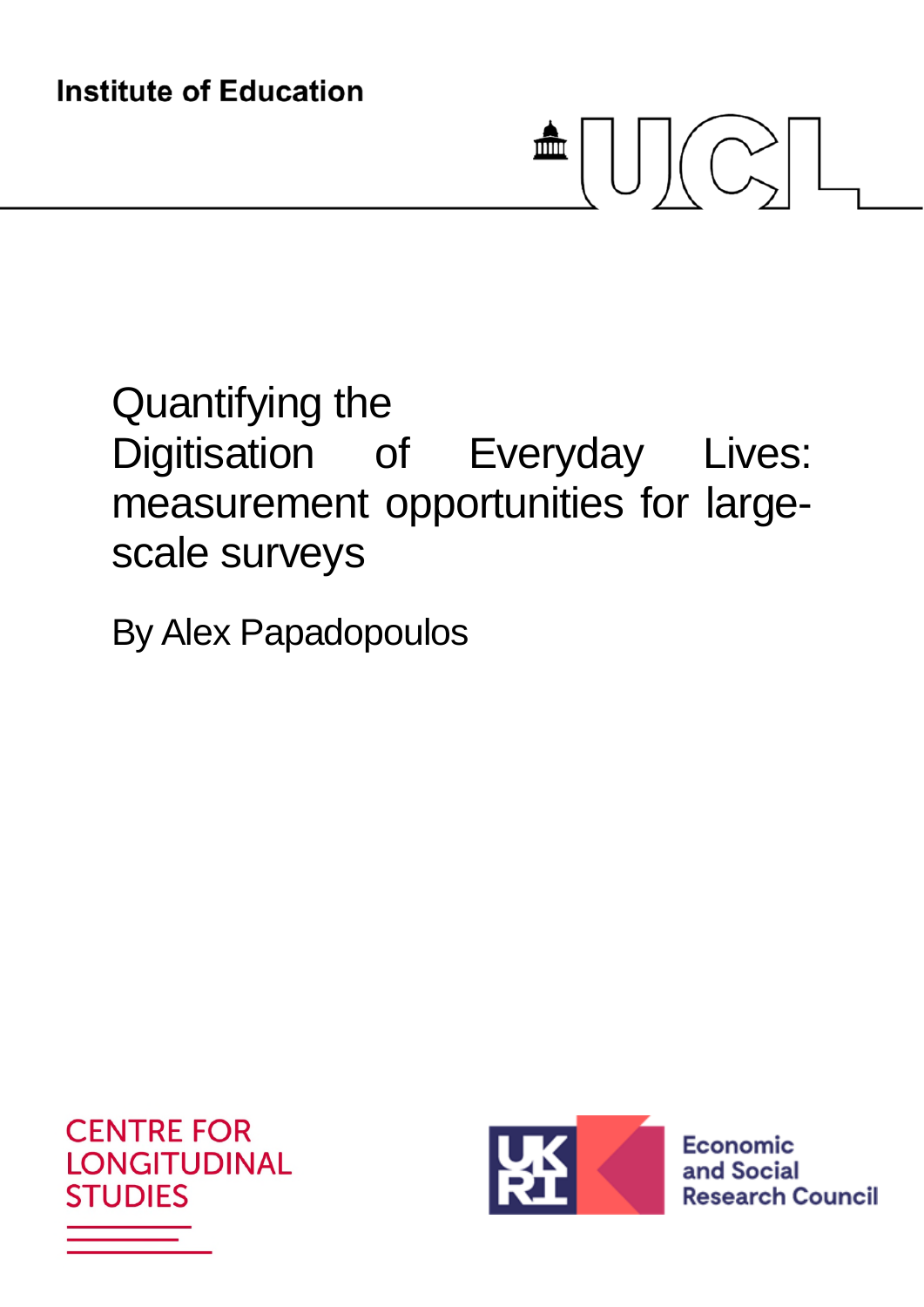Institute of Education

UCL

# Quantifying the Digitisation of Everyday Lives: measurement opportunities for large-scale surveys

By Alex Papadopoulos

CENTRE FOR LONGITUDINAL STUDIES

UKRI Economic and Social Research Council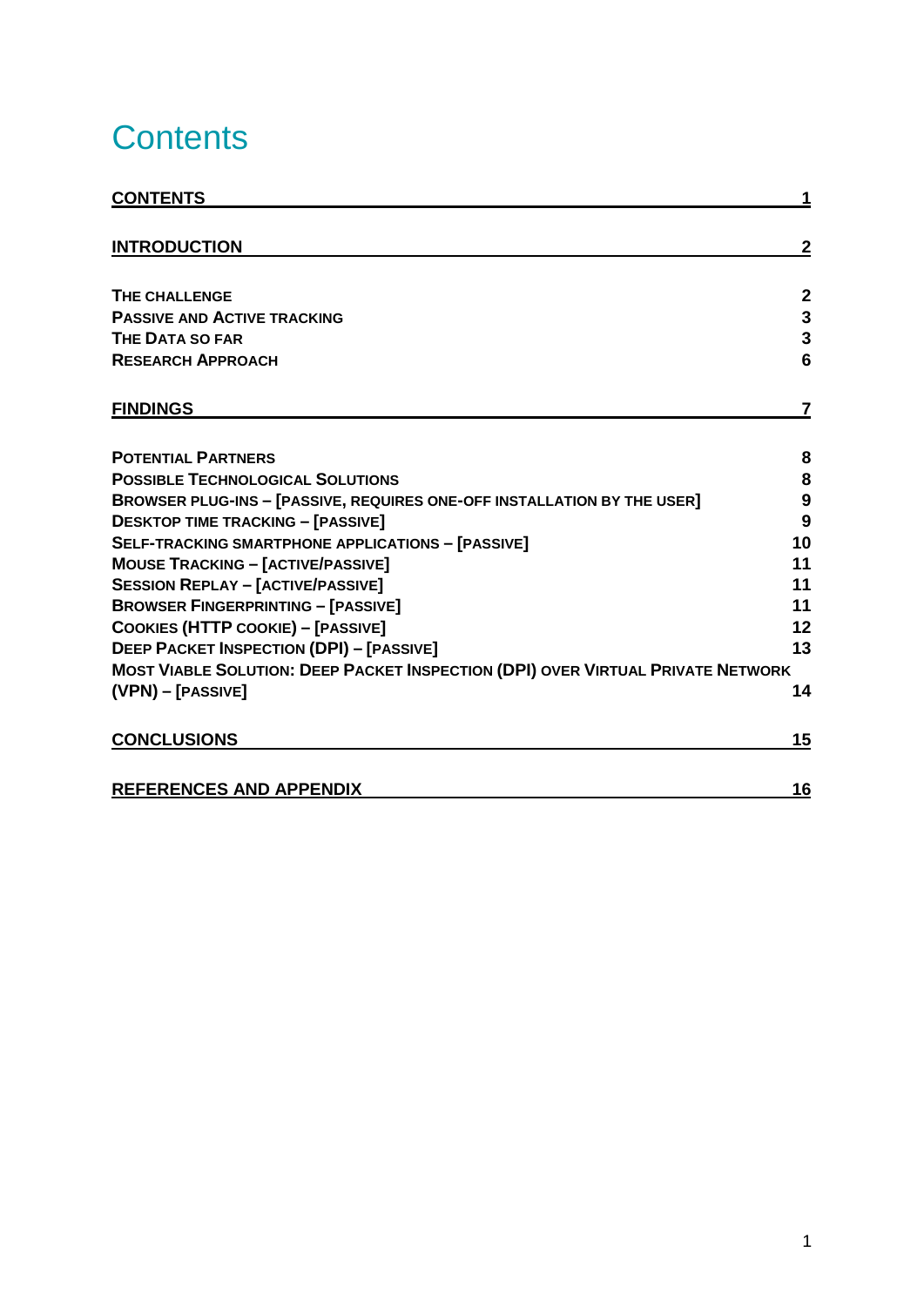# Contents

| | |
|---|---|
| **CONTENTS** | **1** |
| **INTRODUCTION** | **2** |
| **THE CHALLENGE** | **2** |
| **PASSIVE AND ACTIVE TRACKING** | **3** |
| **THE DATA SO FAR** | **3** |
| **RESEARCH APPROACH** | **6** |
| **FINDINGS** | **7** |
| **POTENTIAL PARTNERS** | **8** |
| **POSSIBLE TECHNOLOGICAL SOLUTIONS** | **8** |
| **BROWSER PLUG-INS – [PASSIVE, REQUIRES ONE-OFF INSTALLATION BY THE USER]** | **9** |
| **DESKTOP TIME TRACKING – [PASSIVE]** | **9** |
| **SELF-TRACKING SMARTPHONE APPLICATIONS – [PASSIVE]** | **10** |
| **MOUSE TRACKING – [ACTIVE/PASSIVE]** | **11** |
| **SESSION REPLAY – [ACTIVE/PASSIVE]** | **11** |
| **BROWSER FINGERPRINTING – [PASSIVE]** | **11** |
| **COOKIES (HTTP COOKIE) – [PASSIVE]** | **12** |
| **DEEP PACKET INSPECTION (DPI) – [PASSIVE]** | **13** |
| **MOST VIABLE SOLUTION: DEEP PACKET INSPECTION (DPI) OVER VIRTUAL PRIVATE NETWORK (VPN) – [PASSIVE]** | **14** |
| **CONCLUSIONS** | **15** |
| **REFERENCES AND APPENDIX** | **16** |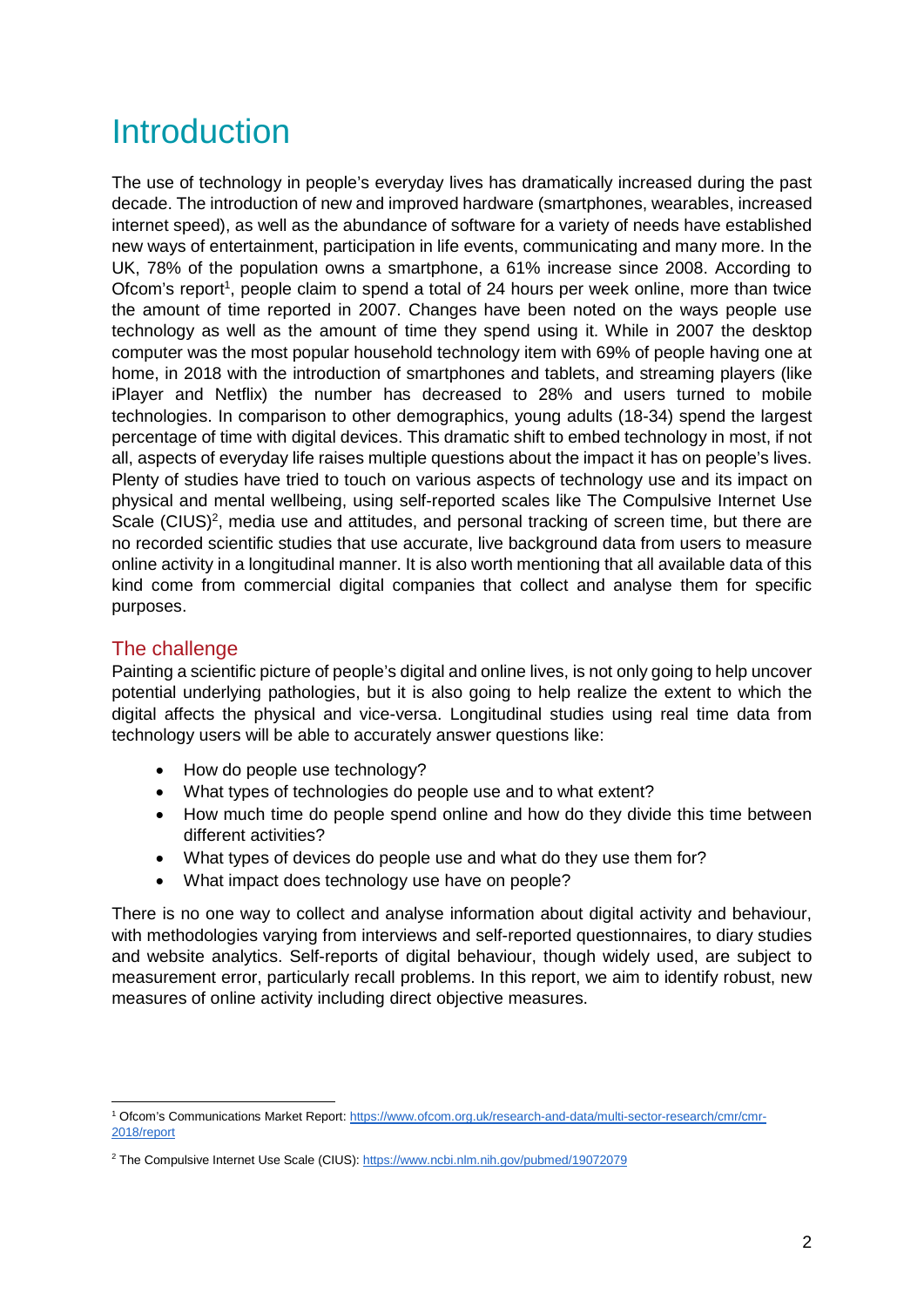# Introduction

The use of technology in people's everyday lives has dramatically increased during the past decade. The introduction of new and improved hardware (smartphones, wearables, increased internet speed), as well as the abundance of software for a variety of needs have established new ways of entertainment, participation in life events, communicating and many more. In the UK, 78% of the population owns a smartphone, a 61% increase since 2008. According to Ofcom's report[1], people claim to spend a total of 24 hours per week online, more than twice the amount of time reported in 2007. Changes have been noted on the ways people use technology as well as the amount of time they spend using it. While in 2007 the desktop computer was the most popular household technology item with 69% of people having one at home, in 2018 with the introduction of smartphones and tablets, and streaming players (like iPlayer and Netflix) the number has decreased to 28% and users turned to mobile technologies. In comparison to other demographics, young adults (18-34) spend the largest percentage of time with digital devices. This dramatic shift to embed technology in most, if not all, aspects of everyday life raises multiple questions about the impact it has on people's lives. Plenty of studies have tried to touch on various aspects of technology use and its impact on physical and mental wellbeing, using self-reported scales like The Compulsive Internet Use Scale (CIUS)[2], media use and attitudes, and personal tracking of screen time, but there are no recorded scientific studies that use accurate, live background data from users to measure online activity in a longitudinal manner. It is also worth mentioning that all available data of this kind come from commercial digital companies that collect and analyse them for specific purposes.

## The challenge

Painting a scientific picture of people's digital and online lives, is not only going to help uncover potential underlying pathologies, but it is also going to help realize the extent to which the digital affects the physical and vice-versa. Longitudinal studies using real time data from technology users will be able to accurately answer questions like:

- How do people use technology?
- What types of technologies do people use and to what extent?
- How much time do people spend online and how do they divide this time between different activities?
- What types of devices do people use and what do they use them for?
- What impact does technology use have on people?

There is no one way to collect and analyse information about digital activity and behaviour, with methodologies varying from interviews and self-reported questionnaires, to diary studies and website analytics. Self-reports of digital behaviour, though widely used, are subject to measurement error, particularly recall problems. In this report, we aim to identify robust, new measures of online activity including direct objective measures.

---

[1] Ofcom's Communications Market Report: https://www.ofcom.org.uk/research-and-data/multi-sector-research/cmr/cmr-2018/report

[2] The Compulsive Internet Use Scale (CIUS): https://www.ncbi.nlm.nih.gov/pubmed/19072079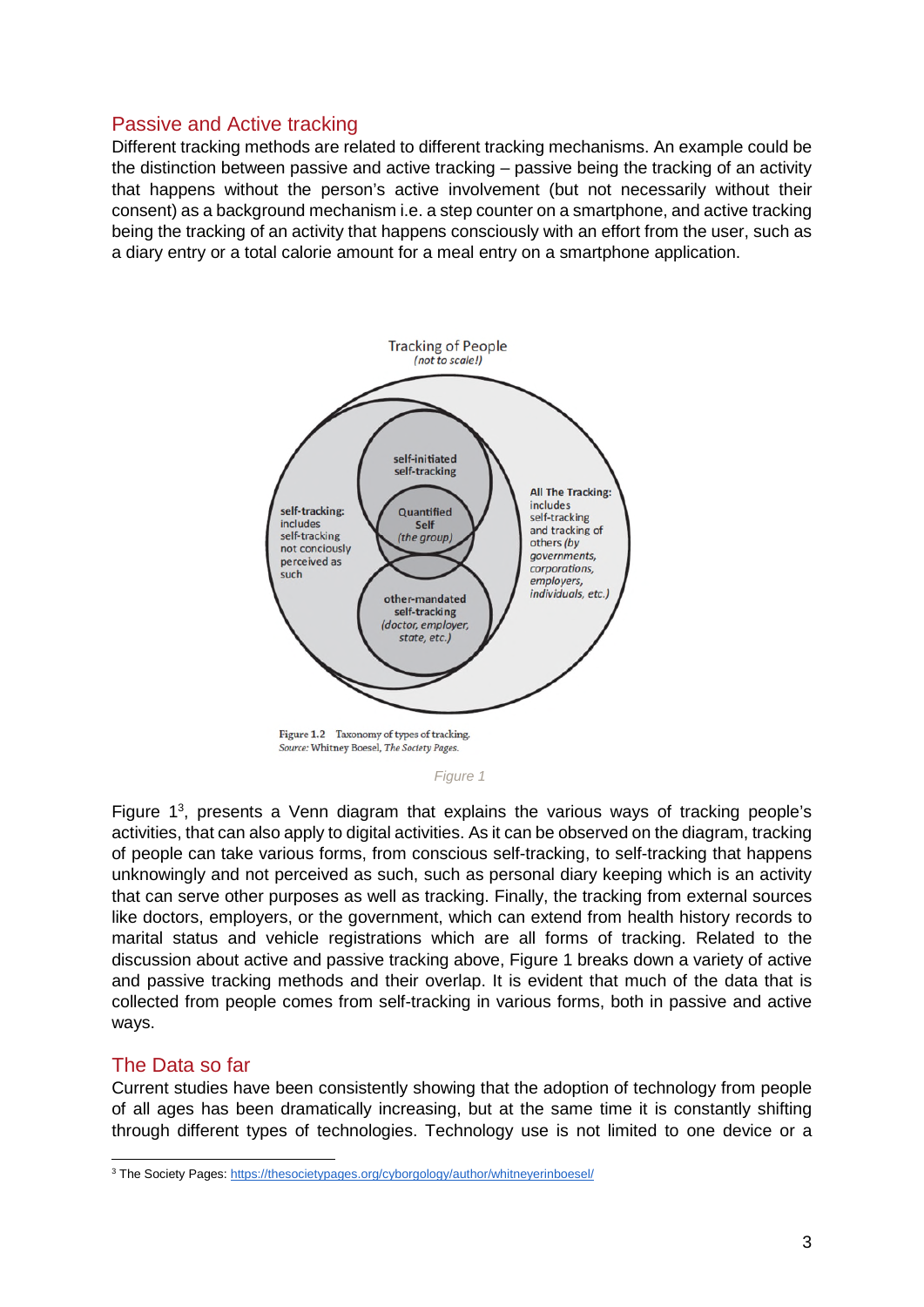## Passive and Active tracking

Different tracking methods are related to different tracking mechanisms. An example could be the distinction between passive and active tracking – passive being the tracking of an activity that happens without the person's active involvement (but not necessarily without their consent) as a background mechanism i.e. a step counter on a smartphone, and active tracking being the tracking of an activity that happens consciously with an effort from the user, such as a diary entry or a total calorie amount for a meal entry on a smartphone application.

Figure 1.2 Taxonomy of types of tracking.
*Source:* Whitney Boesel, *The Society Pages*.

*Figure 1*

Figure 1[3], presents a Venn diagram that explains the various ways of tracking people's activities, that can also apply to digital activities. As it can be observed on the diagram, tracking of people can take various forms, from conscious self-tracking, to self-tracking that happens unknowingly and not perceived as such, such as personal diary keeping which is an activity that can serve other purposes as well as tracking. Finally, the tracking from external sources like doctors, employers, or the government, which can extend from health history records to marital status and vehicle registrations which are all forms of tracking. Related to the discussion about active and passive tracking above, Figure 1 breaks down a variety of active and passive tracking methods and their overlap. It is evident that much of the data that is collected from people comes from self-tracking in various forms, both in passive and active ways.

## The Data so far

Current studies have been consistently showing that the adoption of technology from people of all ages has been dramatically increasing, but at the same time it is constantly shifting through different types of technologies. Technology use is not limited to one device or a

[3] The Society Pages: https://thesocietypages.org/cyborgology/author/whitneyerinboesel/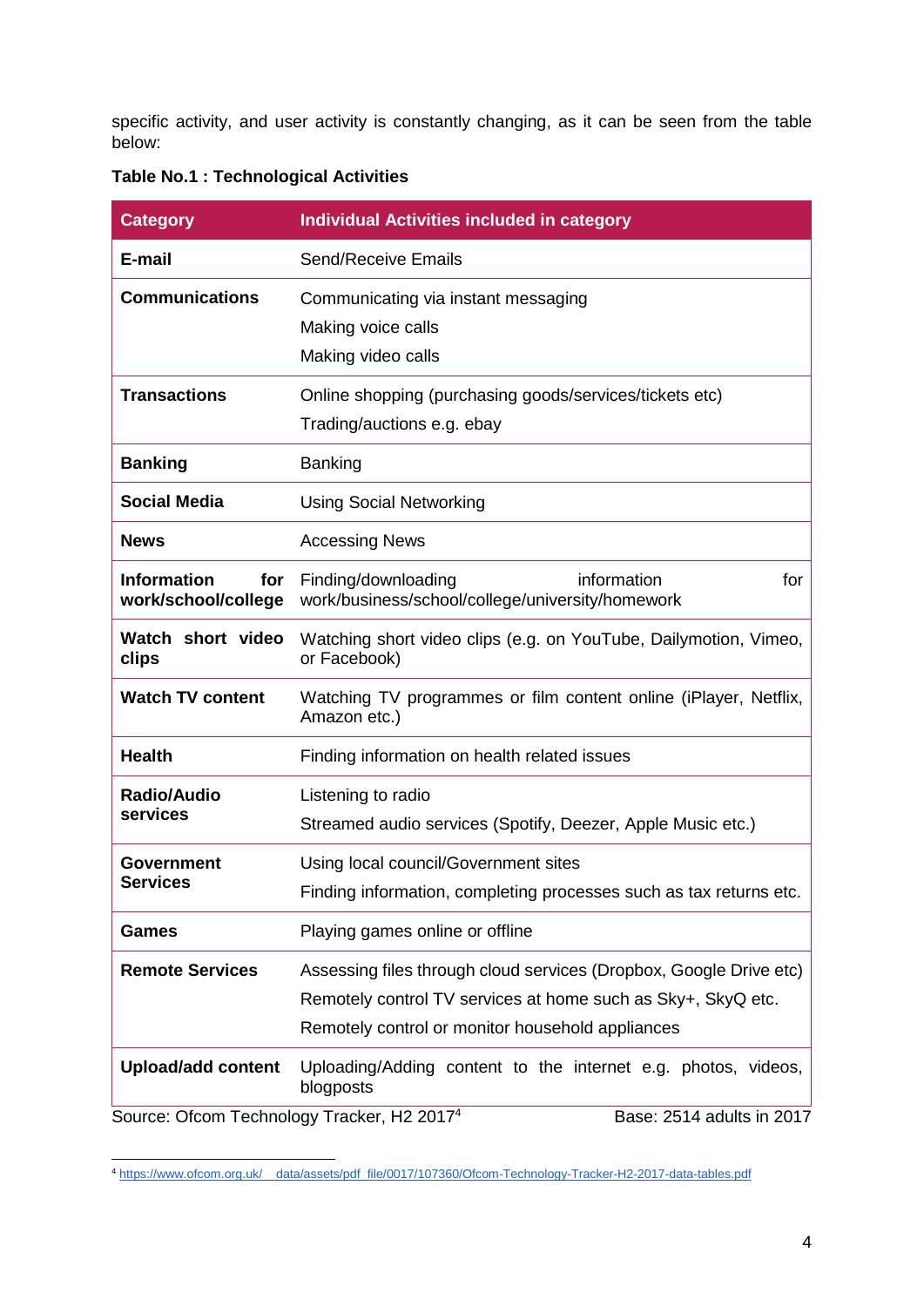specific activity, and user activity is constantly changing, as it can be seen from the table below:

**Table No.1 : Technological Activities**

| Category | Individual Activities included in category |
|---|---|
| **E-mail** | Send/Receive Emails |
| **Communications** | Communicating via instant messaging<br>Making voice calls<br>Making video calls |
| **Transactions** | Online shopping (purchasing goods/services/tickets etc)<br>Trading/auctions e.g. ebay |
| **Banking** | Banking |
| **Social Media** | Using Social Networking |
| **News** | Accessing News |
| **Information for work/school/college** | Finding/downloading information for work/business/school/college/university/homework |
| **Watch short video clips** | Watching short video clips (e.g. on YouTube, Dailymotion, Vimeo, or Facebook) |
| **Watch TV content** | Watching TV programmes or film content online (iPlayer, Netflix, Amazon etc.) |
| **Health** | Finding information on health related issues |
| **Radio/Audio services** | Listening to radio<br>Streamed audio services (Spotify, Deezer, Apple Music etc.) |
| **Government Services** | Using local council/Government sites<br>Finding information, completing processes such as tax returns etc. |
| **Games** | Playing games online or offline |
| **Remote Services** | Assessing files through cloud services (Dropbox, Google Drive etc)<br>Remotely control TV services at home such as Sky+, SkyQ etc.<br>Remotely control or monitor household appliances |
| **Upload/add content** | Uploading/Adding content to the internet e.g. photos, videos, blogposts |

Source: Ofcom Technology Tracker, H2 2017[4] Base: 2514 adults in 2017

[4] https://www.ofcom.org.uk/__data/assets/pdf_file/0017/107360/Ofcom-Technology-Tracker-H2-2017-data-tables.pdf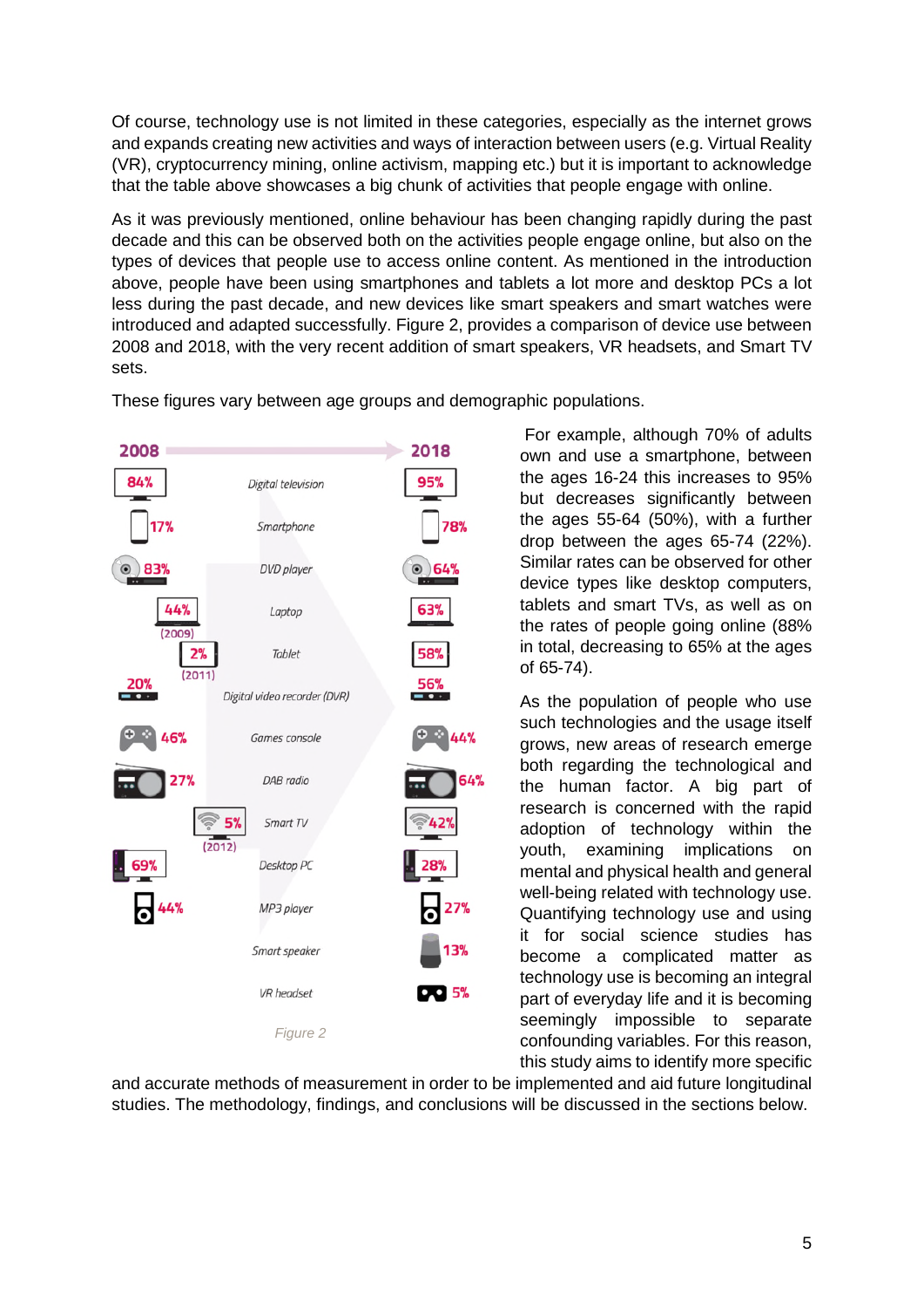Of course, technology use is not limited in these categories, especially as the internet grows and expands creating new activities and ways of interaction between users (e.g. Virtual Reality (VR), cryptocurrency mining, online activism, mapping etc.) but it is important to acknowledge that the table above showcases a big chunk of activities that people engage with online.

As it was previously mentioned, online behaviour has been changing rapidly during the past decade and this can be observed both on the activities people engage online, but also on the types of devices that people use to access online content. As mentioned in the introduction above, people have been using smartphones and tablets a lot more and desktop PCs a lot less during the past decade, and new devices like smart speakers and smart watches were introduced and adapted successfully. Figure 2, provides a comparison of device use between 2008 and 2018, with the very recent addition of smart speakers, VR headsets, and Smart TV sets.

These figures vary between age groups and demographic populations.

| 2008 | Device | 2018 |
|---|---|---|
| 84% | Digital television | 95% |
| 17% | Smartphone | 78% |
| 83% | DVD player | 64% |
| 44% (2009) | Laptop | 63% |
| 2% (2011) | Tablet | 58% |
| 20% | Digital video recorder (DVR) | 56% |
| 46% | Games console | 44% |
| 27% | DAB radio | 64% |
| 5% (2012) | Smart TV | 42% |
| 69% | Desktop PC | 28% |
| 44% | MP3 player | 27% |
| | Smart speaker | 13% |
| | VR headset | 5% |

Figure 2

For example, although 70% of adults own and use a smartphone, between the ages 16-24 this increases to 95% but decreases significantly between the ages 55-64 (50%), with a further drop between the ages 65-74 (22%). Similar rates can be observed for other device types like desktop computers, tablets and smart TVs, as well as on the rates of people going online (88% in total, decreasing to 65% at the ages of 65-74).

As the population of people who use such technologies and the usage itself grows, new areas of research emerge both regarding the technological and the human factor. A big part of research is concerned with the rapid adoption of technology within the youth, examining implications on mental and physical health and general well-being related with technology use. Quantifying technology use and using it for social science studies has become a complicated matter as technology use is becoming an integral part of everyday life and it is becoming seemingly impossible to separate confounding variables. For this reason, this study aims to identify more specific and accurate methods of measurement in order to be implemented and aid future longitudinal studies. The methodology, findings, and conclusions will be discussed in the sections below.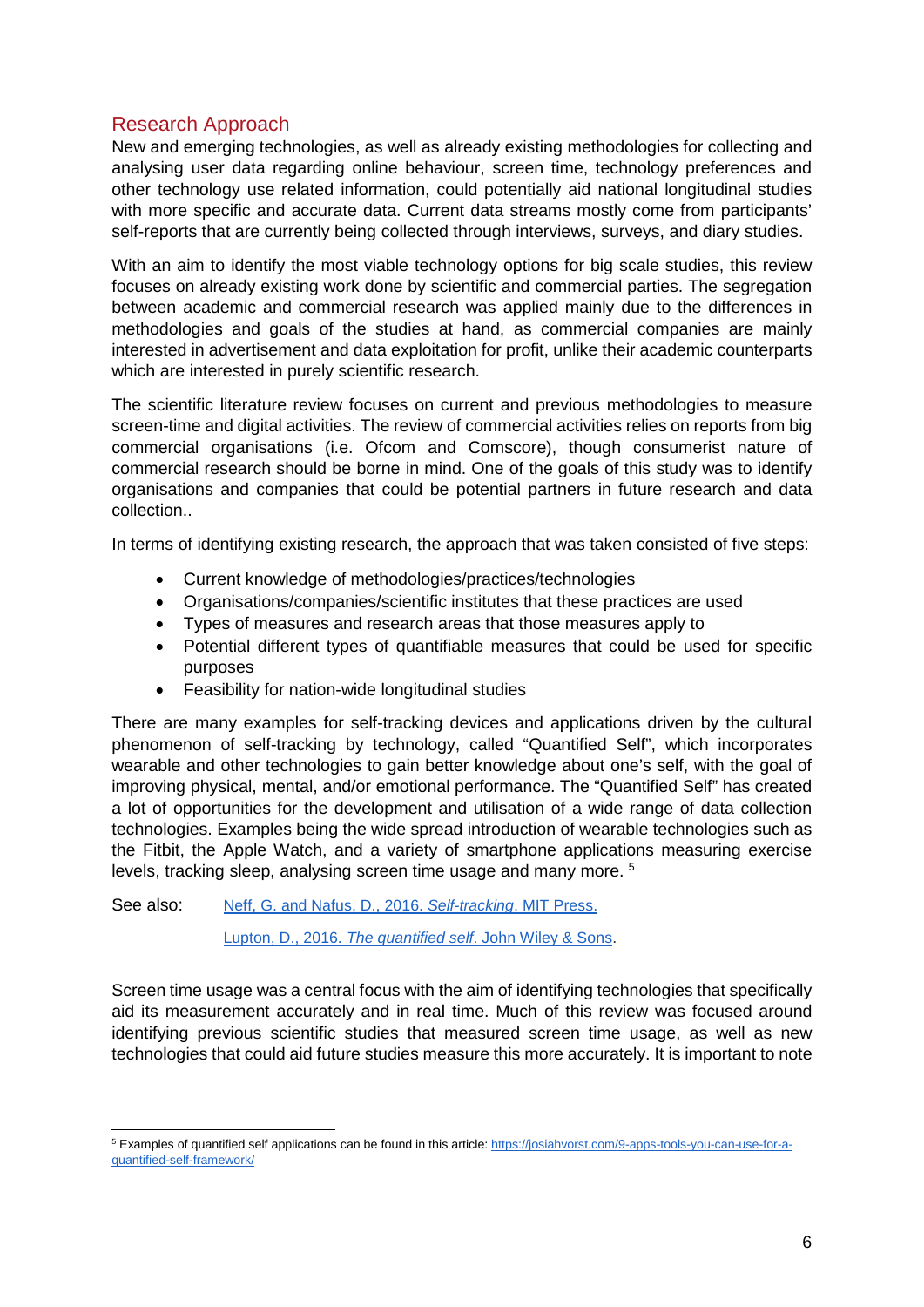## Research Approach

New and emerging technologies, as well as already existing methodologies for collecting and analysing user data regarding online behaviour, screen time, technology preferences and other technology use related information, could potentially aid national longitudinal studies with more specific and accurate data. Current data streams mostly come from participants' self-reports that are currently being collected through interviews, surveys, and diary studies.

With an aim to identify the most viable technology options for big scale studies, this review focuses on already existing work done by scientific and commercial parties. The segregation between academic and commercial research was applied mainly due to the differences in methodologies and goals of the studies at hand, as commercial companies are mainly interested in advertisement and data exploitation for profit, unlike their academic counterparts which are interested in purely scientific research.

The scientific literature review focuses on current and previous methodologies to measure screen-time and digital activities. The review of commercial activities relies on reports from big commercial organisations (i.e. Ofcom and Comscore), though consumerist nature of commercial research should be borne in mind. One of the goals of this study was to identify organisations and companies that could be potential partners in future research and data collection..

In terms of identifying existing research, the approach that was taken consisted of five steps:

- Current knowledge of methodologies/practices/technologies
- Organisations/companies/scientific institutes that these practices are used
- Types of measures and research areas that those measures apply to
- Potential different types of quantifiable measures that could be used for specific purposes
- Feasibility for nation-wide longitudinal studies

There are many examples for self-tracking devices and applications driven by the cultural phenomenon of self-tracking by technology, called "Quantified Self", which incorporates wearable and other technologies to gain better knowledge about one's self, with the goal of improving physical, mental, and/or emotional performance. The "Quantified Self" has created a lot of opportunities for the development and utilisation of a wide range of data collection technologies. Examples being the wide spread introduction of wearable technologies such as the Fitbit, the Apple Watch, and a variety of smartphone applications measuring exercise levels, tracking sleep, analysing screen time usage and many more. [5]

See also: Neff, G. and Nafus, D., 2016. *Self-tracking*. MIT Press.

Lupton, D., 2016. *The quantified self*. John Wiley & Sons.

Screen time usage was a central focus with the aim of identifying technologies that specifically aid its measurement accurately and in real time. Much of this review was focused around identifying previous scientific studies that measured screen time usage, as well as new technologies that could aid future studies measure this more accurately. It is important to note

[5] Examples of quantified self applications can be found in this article: https://josiahvorst.com/9-apps-tools-you-can-use-for-a-quantified-self-framework/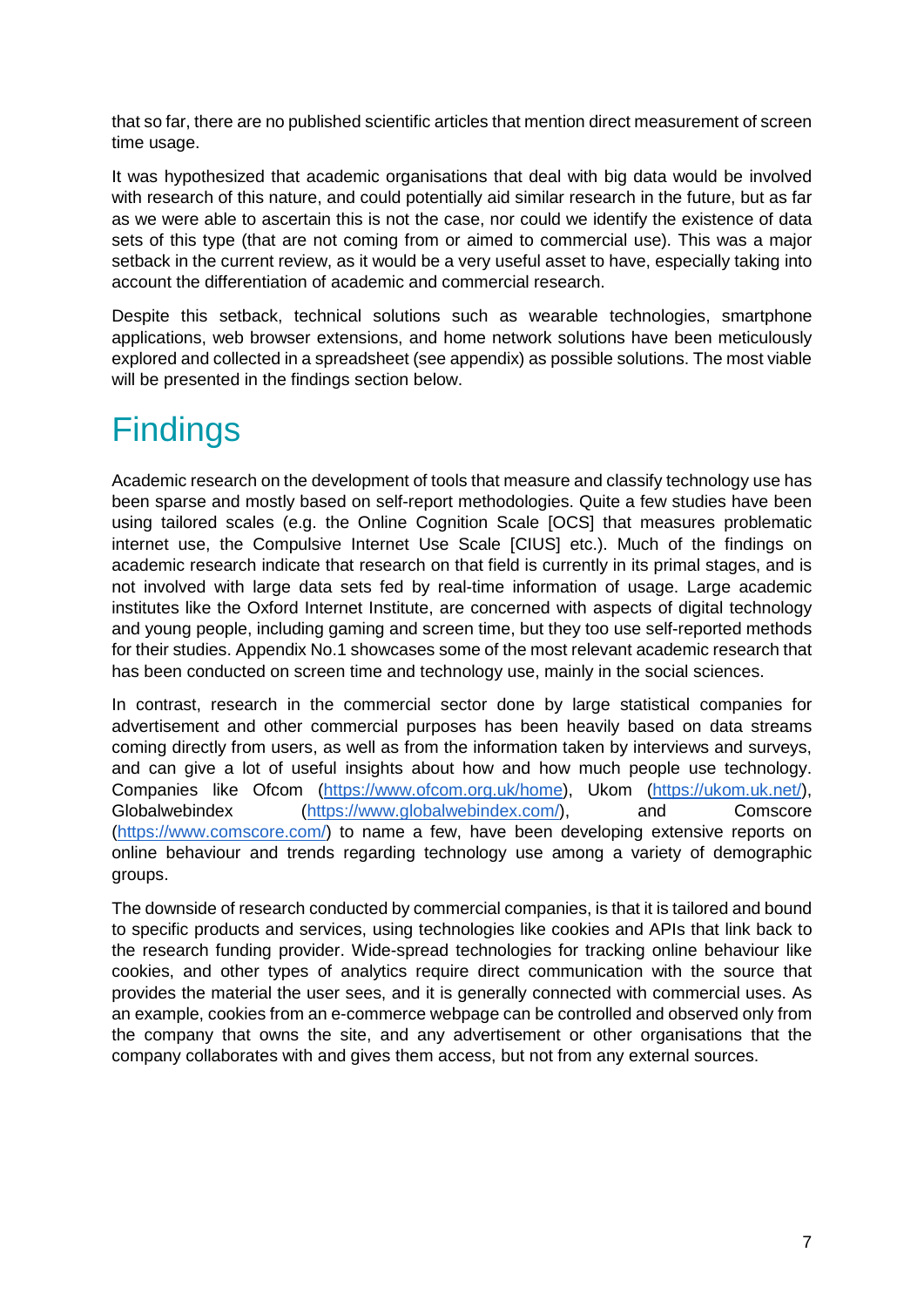that so far, there are no published scientific articles that mention direct measurement of screen time usage.

It was hypothesized that academic organisations that deal with big data would be involved with research of this nature, and could potentially aid similar research in the future, but as far as we were able to ascertain this is not the case, nor could we identify the existence of data sets of this type (that are not coming from or aimed to commercial use). This was a major setback in the current review, as it would be a very useful asset to have, especially taking into account the differentiation of academic and commercial research.

Despite this setback, technical solutions such as wearable technologies, smartphone applications, web browser extensions, and home network solutions have been meticulously explored and collected in a spreadsheet (see appendix) as possible solutions. The most viable will be presented in the findings section below.

# Findings

Academic research on the development of tools that measure and classify technology use has been sparse and mostly based on self-report methodologies. Quite a few studies have been using tailored scales (e.g. the Online Cognition Scale [OCS] that measures problematic internet use, the Compulsive Internet Use Scale [CIUS] etc.). Much of the findings on academic research indicate that research on that field is currently in its primal stages, and is not involved with large data sets fed by real-time information of usage. Large academic institutes like the Oxford Internet Institute, are concerned with aspects of digital technology and young people, including gaming and screen time, but they too use self-reported methods for their studies. Appendix No.1 showcases some of the most relevant academic research that has been conducted on screen time and technology use, mainly in the social sciences.

In contrast, research in the commercial sector done by large statistical companies for advertisement and other commercial purposes has been heavily based on data streams coming directly from users, as well as from the information taken by interviews and surveys, and can give a lot of useful insights about how and how much people use technology. Companies like Ofcom (https://www.ofcom.org.uk/home), Ukom (https://ukom.uk.net/), Globalwebindex (https://www.globalwebindex.com/), and Comscore (https://www.comscore.com/) to name a few, have been developing extensive reports on online behaviour and trends regarding technology use among a variety of demographic groups.

The downside of research conducted by commercial companies, is that it is tailored and bound to specific products and services, using technologies like cookies and APIs that link back to the research funding provider. Wide-spread technologies for tracking online behaviour like cookies, and other types of analytics require direct communication with the source that provides the material the user sees, and it is generally connected with commercial uses. As an example, cookies from an e-commerce webpage can be controlled and observed only from the company that owns the site, and any advertisement or other organisations that the company collaborates with and gives them access, but not from any external sources.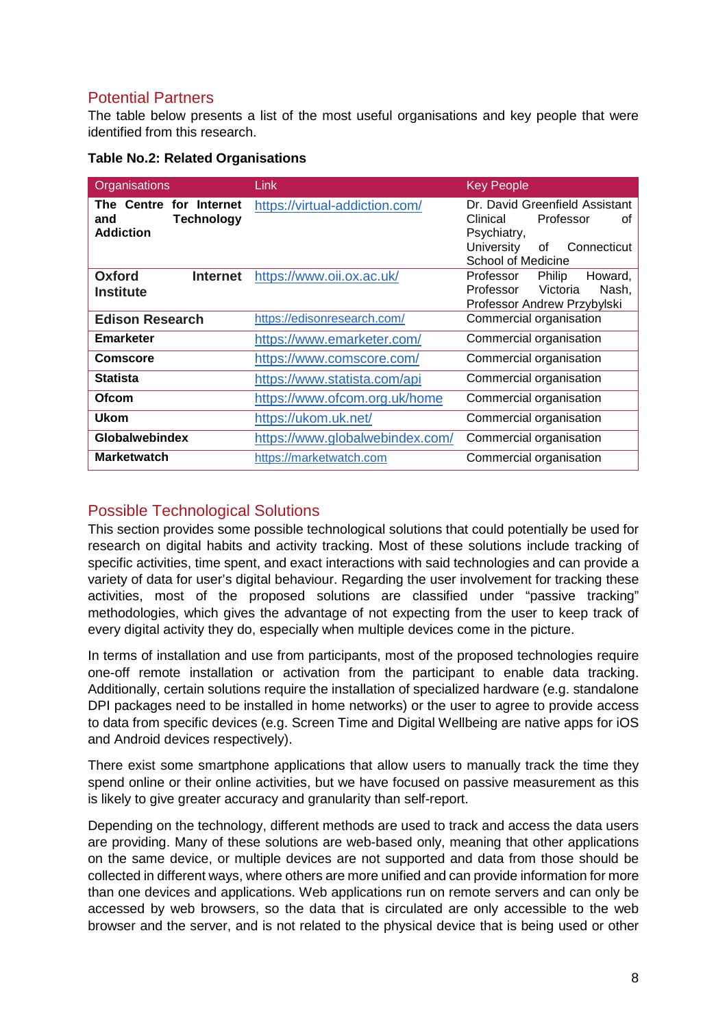## Potential Partners

The table below presents a list of the most useful organisations and key people that were identified from this research.

**Table No.2: Related Organisations**

| Organisations | Link | Key People |
|---|---|---|
| **The Centre for Internet and Technology Addiction** | https://virtual-addiction.com/ | Dr. David Greenfield Assistant Clinical Professor of Psychiatry, University of Connecticut School of Medicine |
| **Oxford Internet Institute** | https://www.oii.ox.ac.uk/ | Professor Philip Howard, Professor Victoria Nash, Professor Andrew Przybylski |
| **Edison Research** | https://edisonresearch.com/ | Commercial organisation |
| **Emarketer** | https://www.emarketer.com/ | Commercial organisation |
| **Comscore** | https://www.comscore.com/ | Commercial organisation |
| **Statista** | https://www.statista.com/api | Commercial organisation |
| **Ofcom** | https://www.ofcom.org.uk/home | Commercial organisation |
| **Ukom** | https://ukom.uk.net/ | Commercial organisation |
| **Globalwebindex** | https://www.globalwebindex.com/ | Commercial organisation |
| **Marketwatch** | https://marketwatch.com | Commercial organisation |

## Possible Technological Solutions

This section provides some possible technological solutions that could potentially be used for research on digital habits and activity tracking. Most of these solutions include tracking of specific activities, time spent, and exact interactions with said technologies and can provide a variety of data for user's digital behaviour. Regarding the user involvement for tracking these activities, most of the proposed solutions are classified under "passive tracking" methodologies, which gives the advantage of not expecting from the user to keep track of every digital activity they do, especially when multiple devices come in the picture.

In terms of installation and use from participants, most of the proposed technologies require one-off remote installation or activation from the participant to enable data tracking. Additionally, certain solutions require the installation of specialized hardware (e.g. standalone DPI packages need to be installed in home networks) or the user to agree to provide access to data from specific devices (e.g. Screen Time and Digital Wellbeing are native apps for iOS and Android devices respectively).

There exist some smartphone applications that allow users to manually track the time they spend online or their online activities, but we have focused on passive measurement as this is likely to give greater accuracy and granularity than self-report.

Depending on the technology, different methods are used to track and access the data users are providing. Many of these solutions are web-based only, meaning that other applications on the same device, or multiple devices are not supported and data from those should be collected in different ways, where others are more unified and can provide information for more than one devices and applications. Web applications run on remote servers and can only be accessed by web browsers, so the data that is circulated are only accessible to the web browser and the server, and is not related to the physical device that is being used or other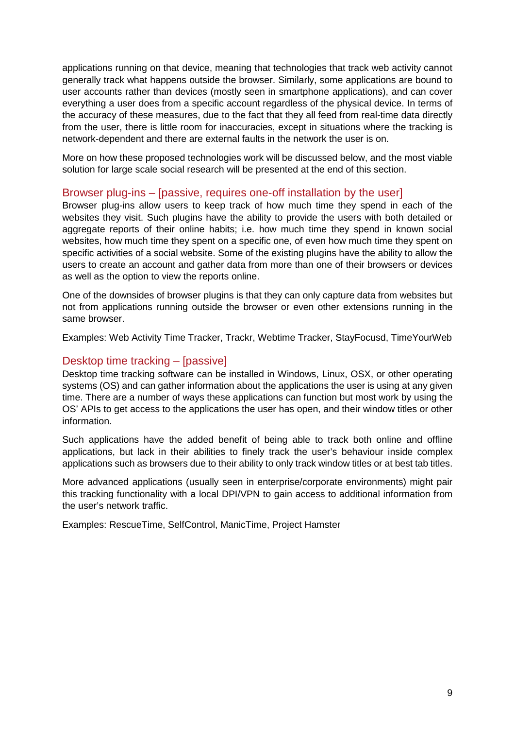applications running on that device, meaning that technologies that track web activity cannot generally track what happens outside the browser. Similarly, some applications are bound to user accounts rather than devices (mostly seen in smartphone applications), and can cover everything a user does from a specific account regardless of the physical device. In terms of the accuracy of these measures, due to the fact that they all feed from real-time data directly from the user, there is little room for inaccuracies, except in situations where the tracking is network-dependent and there are external faults in the network the user is on.

More on how these proposed technologies work will be discussed below, and the most viable solution for large scale social research will be presented at the end of this section.

### Browser plug-ins – [passive, requires one-off installation by the user]

Browser plug-ins allow users to keep track of how much time they spend in each of the websites they visit. Such plugins have the ability to provide the users with both detailed or aggregate reports of their online habits; i.e. how much time they spend in known social websites, how much time they spent on a specific one, of even how much time they spent on specific activities of a social website. Some of the existing plugins have the ability to allow the users to create an account and gather data from more than one of their browsers or devices as well as the option to view the reports online.

One of the downsides of browser plugins is that they can only capture data from websites but not from applications running outside the browser or even other extensions running in the same browser.

Examples: Web Activity Time Tracker, Trackr, Webtime Tracker, StayFocusd, TimeYourWeb

### Desktop time tracking – [passive]

Desktop time tracking software can be installed in Windows, Linux, OSX, or other operating systems (OS) and can gather information about the applications the user is using at any given time. There are a number of ways these applications can function but most work by using the OS' APIs to get access to the applications the user has open, and their window titles or other information.

Such applications have the added benefit of being able to track both online and offline applications, but lack in their abilities to finely track the user's behaviour inside complex applications such as browsers due to their ability to only track window titles or at best tab titles.

More advanced applications (usually seen in enterprise/corporate environments) might pair this tracking functionality with a local DPI/VPN to gain access to additional information from the user's network traffic.

Examples: RescueTime, SelfControl, ManicTime, Project Hamster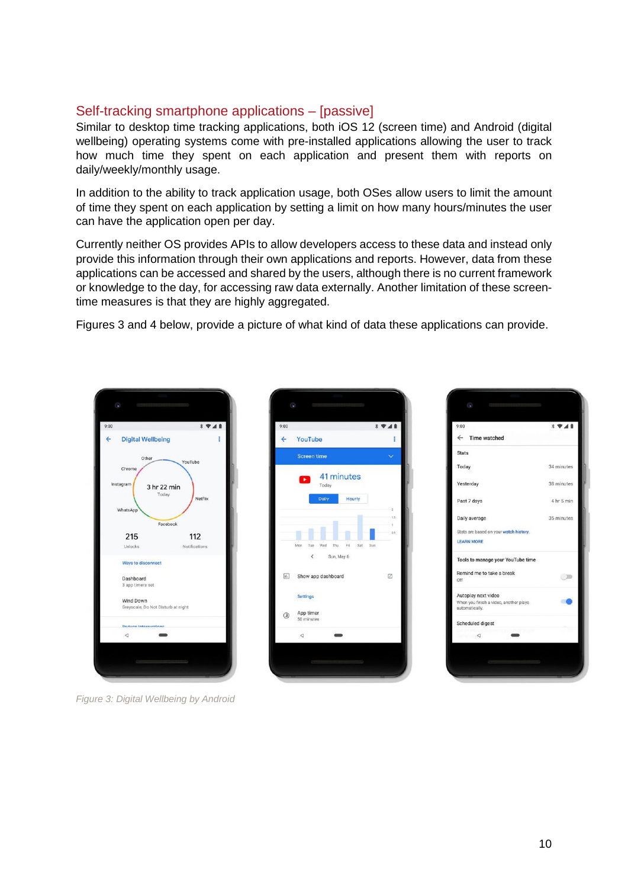## Self-tracking smartphone applications – [passive]

Similar to desktop time tracking applications, both iOS 12 (screen time) and Android (digital wellbeing) operating systems come with pre-installed applications allowing the user to track how much time they spent on each application and present them with reports on daily/weekly/monthly usage.

In addition to the ability to track application usage, both OSes allow users to limit the amount of time they spent on each application by setting a limit on how many hours/minutes the user can have the application open per day.

Currently neither OS provides APIs to allow developers access to these data and instead only provide this information through their own applications and reports. However, data from these applications can be accessed and shared by the users, although there is no current framework or knowledge to the day, for accessing raw data externally. Another limitation of these screen-time measures is that they are highly aggregated.

Figures 3 and 4 below, provide a picture of what kind of data these applications can provide.

*Figure 3: Digital Wellbeing by Android*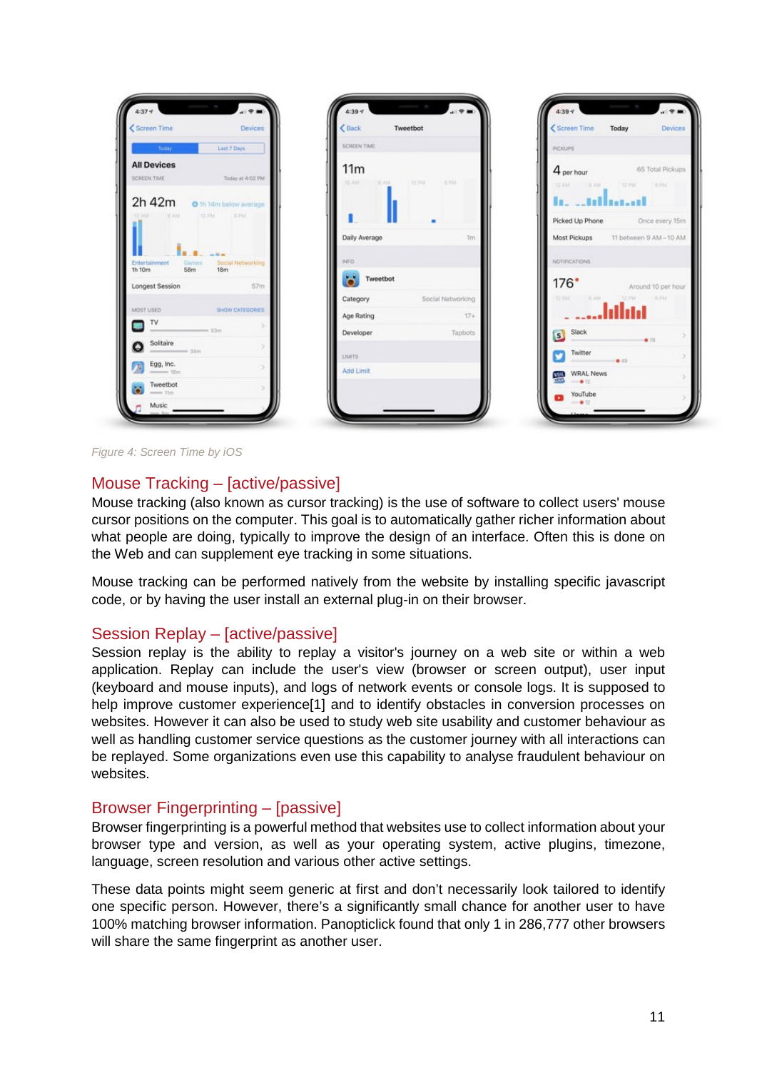*Figure 4: Screen Time by iOS*

## Mouse Tracking – [active/passive]

Mouse tracking (also known as cursor tracking) is the use of software to collect users' mouse cursor positions on the computer. This goal is to automatically gather richer information about what people are doing, typically to improve the design of an interface. Often this is done on the Web and can supplement eye tracking in some situations.

Mouse tracking can be performed natively from the website by installing specific javascript code, or by having the user install an external plug-in on their browser.

## Session Replay – [active/passive]

Session replay is the ability to replay a visitor's journey on a web site or within a web application. Replay can include the user's view (browser or screen output), user input (keyboard and mouse inputs), and logs of network events or console logs. It is supposed to help improve customer experience[1] and to identify obstacles in conversion processes on websites. However it can also be used to study web site usability and customer behaviour as well as handling customer service questions as the customer journey with all interactions can be replayed. Some organizations even use this capability to analyse fraudulent behaviour on websites.

## Browser Fingerprinting – [passive]

Browser fingerprinting is a powerful method that websites use to collect information about your browser type and version, as well as your operating system, active plugins, timezone, language, screen resolution and various other active settings.

These data points might seem generic at first and don't necessarily look tailored to identify one specific person. However, there's a significantly small chance for another user to have 100% matching browser information. Panopticlick found that only 1 in 286,777 other browsers will share the same fingerprint as another user.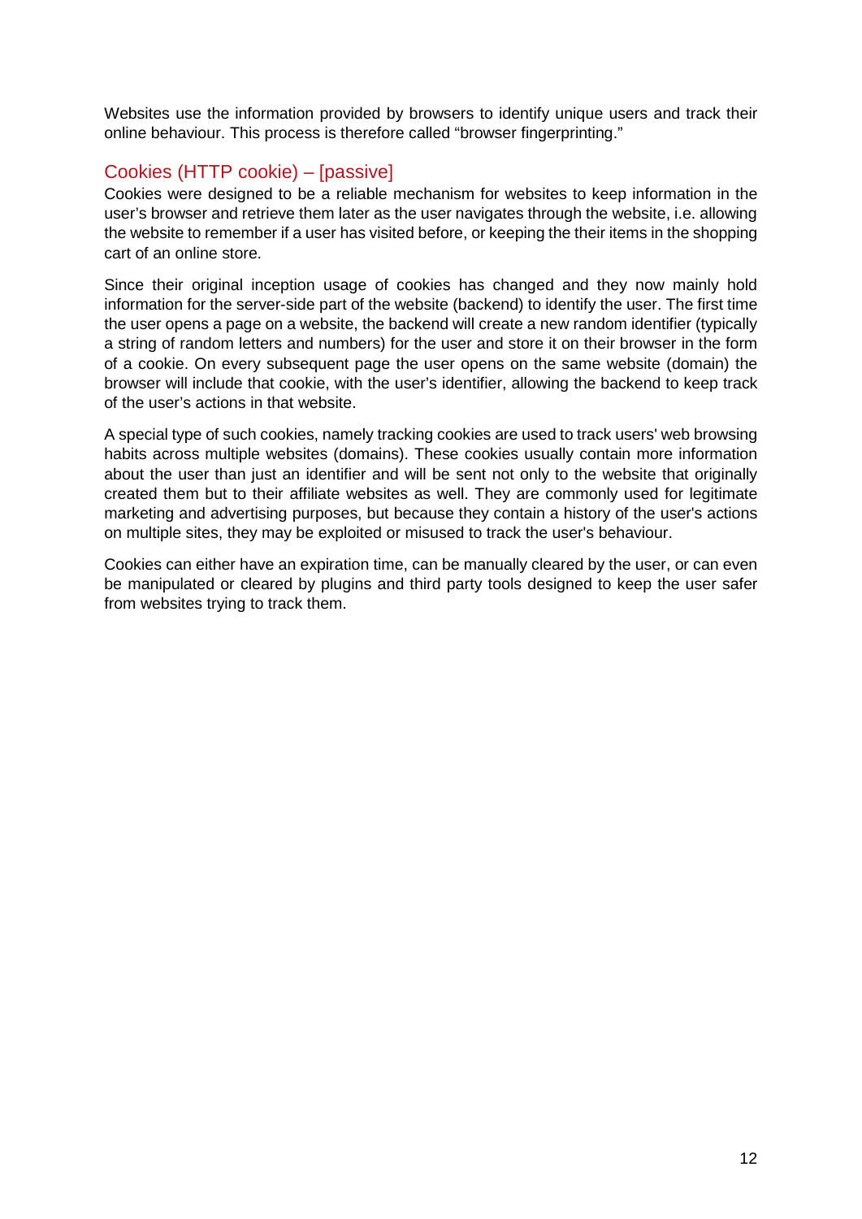Websites use the information provided by browsers to identify unique users and track their online behaviour. This process is therefore called "browser fingerprinting."

### Cookies (HTTP cookie) – [passive]

Cookies were designed to be a reliable mechanism for websites to keep information in the user's browser and retrieve them later as the user navigates through the website, i.e. allowing the website to remember if a user has visited before, or keeping the their items in the shopping cart of an online store.

Since their original inception usage of cookies has changed and they now mainly hold information for the server-side part of the website (backend) to identify the user. The first time the user opens a page on a website, the backend will create a new random identifier (typically a string of random letters and numbers) for the user and store it on their browser in the form of a cookie. On every subsequent page the user opens on the same website (domain) the browser will include that cookie, with the user's identifier, allowing the backend to keep track of the user's actions in that website.

A special type of such cookies, namely tracking cookies are used to track users' web browsing habits across multiple websites (domains). These cookies usually contain more information about the user than just an identifier and will be sent not only to the website that originally created them but to their affiliate websites as well. They are commonly used for legitimate marketing and advertising purposes, but because they contain a history of the user's actions on multiple sites, they may be exploited or misused to track the user's behaviour.

Cookies can either have an expiration time, can be manually cleared by the user, or can even be manipulated or cleared by plugins and third party tools designed to keep the user safer from websites trying to track them.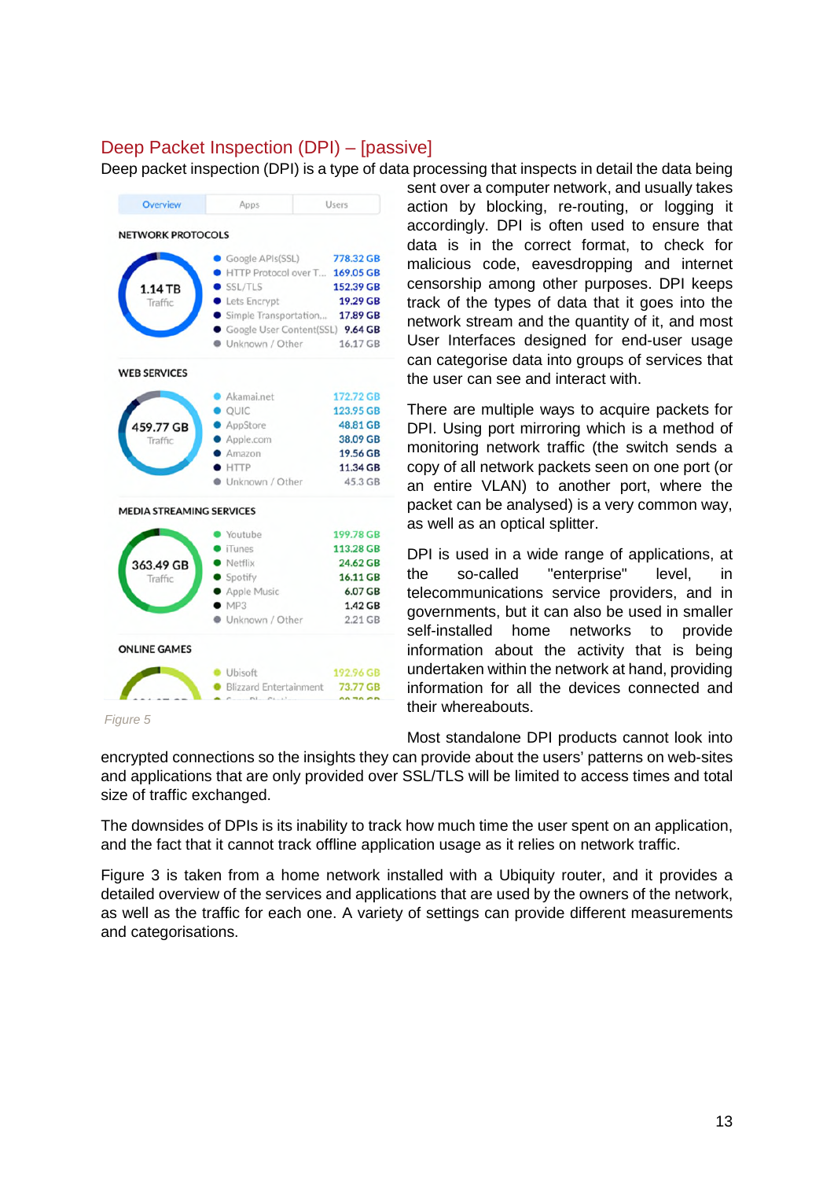## Deep Packet Inspection (DPI) – [passive]

Deep packet inspection (DPI) is a type of data processing that inspects in detail the data being sent over a computer network, and usually takes action by blocking, re-routing, or logging it accordingly. DPI is often used to ensure that data is in the correct format, to check for malicious code, eavesdropping and internet censorship among other purposes. DPI keeps track of the types of data that it goes into the network stream and the quantity of it, and most User Interfaces designed for end-user usage can categorise data into groups of services that the user can see and interact with.

*Figure 5*

There are multiple ways to acquire packets for DPI. Using port mirroring which is a method of monitoring network traffic (the switch sends a copy of all network packets seen on one port (or an entire VLAN) to another port, where the packet can be analysed) is a very common way, as well as an optical splitter.

DPI is used in a wide range of applications, at the so-called "enterprise" level, in telecommunications service providers, and in governments, but it can also be used in smaller self-installed home networks to provide information about the activity that is being undertaken within the network at hand, providing information for all the devices connected and their whereabouts.

Most standalone DPI products cannot look into encrypted connections so the insights they can provide about the users' patterns on web-sites and applications that are only provided over SSL/TLS will be limited to access times and total size of traffic exchanged.

The downsides of DPIs is its inability to track how much time the user spent on an application, and the fact that it cannot track offline application usage as it relies on network traffic.

Figure 3 is taken from a home network installed with a Ubiquity router, and it provides a detailed overview of the services and applications that are used by the owners of the network, as well as the traffic for each one. A variety of settings can provide different measurements and categorisations.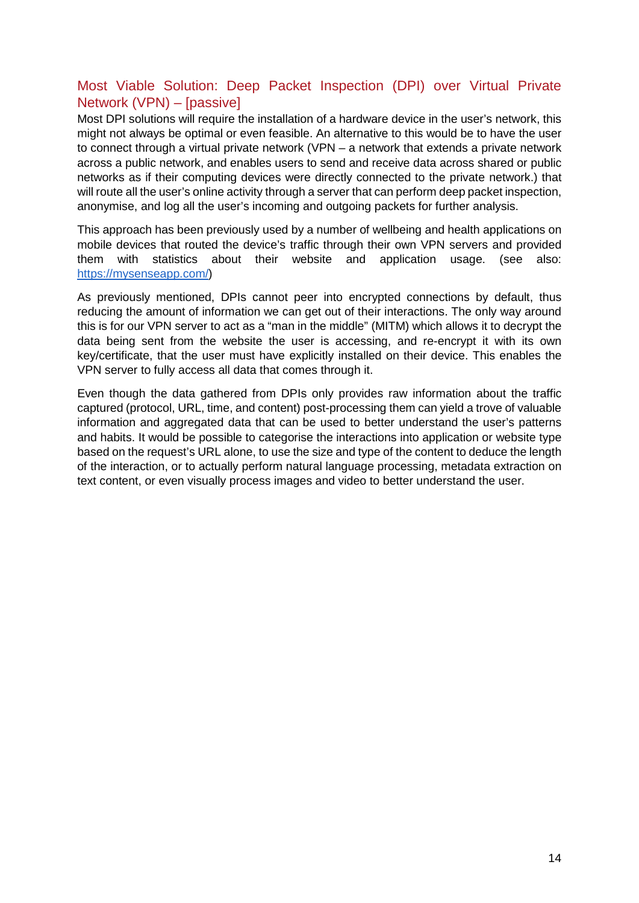## Most Viable Solution: Deep Packet Inspection (DPI) over Virtual Private Network (VPN) – [passive]

Most DPI solutions will require the installation of a hardware device in the user's network, this might not always be optimal or even feasible. An alternative to this would be to have the user to connect through a virtual private network (VPN – a network that extends a private network across a public network, and enables users to send and receive data across shared or public networks as if their computing devices were directly connected to the private network.) that will route all the user's online activity through a server that can perform deep packet inspection, anonymise, and log all the user's incoming and outgoing packets for further analysis.

This approach has been previously used by a number of wellbeing and health applications on mobile devices that routed the device's traffic through their own VPN servers and provided them with statistics about their website and application usage. (see also: [https://mysenseapp.com/](https://mysenseapp.com/))

As previously mentioned, DPIs cannot peer into encrypted connections by default, thus reducing the amount of information we can get out of their interactions. The only way around this is for our VPN server to act as a "man in the middle" (MITM) which allows it to decrypt the data being sent from the website the user is accessing, and re-encrypt it with its own key/certificate, that the user must have explicitly installed on their device. This enables the VPN server to fully access all data that comes through it.

Even though the data gathered from DPIs only provides raw information about the traffic captured (protocol, URL, time, and content) post-processing them can yield a trove of valuable information and aggregated data that can be used to better understand the user's patterns and habits. It would be possible to categorise the interactions into application or website type based on the request's URL alone, to use the size and type of the content to deduce the length of the interaction, or to actually perform natural language processing, metadata extraction on text content, or even visually process images and video to better understand the user.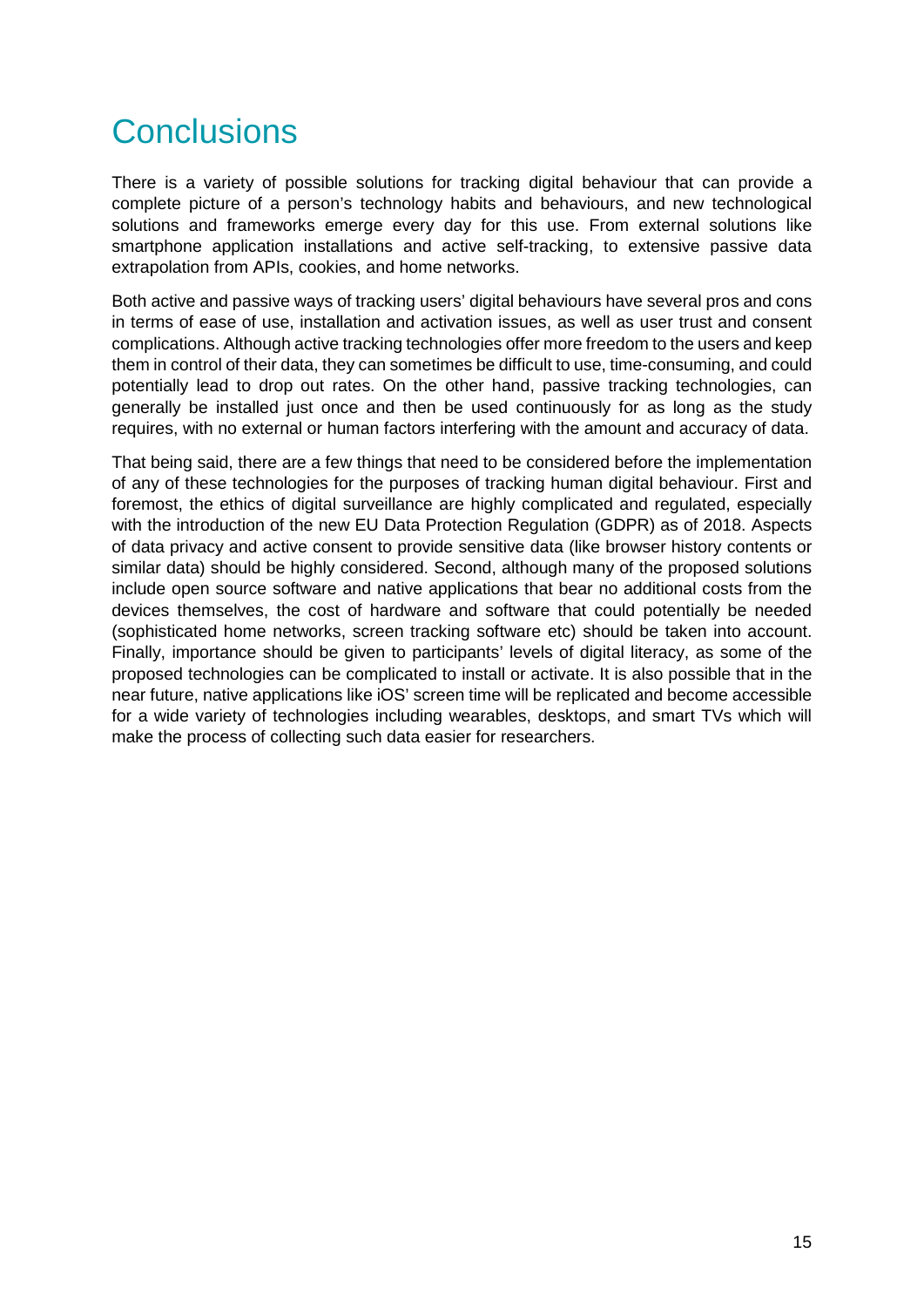# Conclusions

There is a variety of possible solutions for tracking digital behaviour that can provide a complete picture of a person's technology habits and behaviours, and new technological solutions and frameworks emerge every day for this use. From external solutions like smartphone application installations and active self-tracking, to extensive passive data extrapolation from APIs, cookies, and home networks.

Both active and passive ways of tracking users' digital behaviours have several pros and cons in terms of ease of use, installation and activation issues, as well as user trust and consent complications. Although active tracking technologies offer more freedom to the users and keep them in control of their data, they can sometimes be difficult to use, time-consuming, and could potentially lead to drop out rates. On the other hand, passive tracking technologies, can generally be installed just once and then be used continuously for as long as the study requires, with no external or human factors interfering with the amount and accuracy of data.

That being said, there are a few things that need to be considered before the implementation of any of these technologies for the purposes of tracking human digital behaviour. First and foremost, the ethics of digital surveillance are highly complicated and regulated, especially with the introduction of the new EU Data Protection Regulation (GDPR) as of 2018. Aspects of data privacy and active consent to provide sensitive data (like browser history contents or similar data) should be highly considered. Second, although many of the proposed solutions include open source software and native applications that bear no additional costs from the devices themselves, the cost of hardware and software that could potentially be needed (sophisticated home networks, screen tracking software etc) should be taken into account. Finally, importance should be given to participants' levels of digital literacy, as some of the proposed technologies can be complicated to install or activate. It is also possible that in the near future, native applications like iOS' screen time will be replicated and become accessible for a wide variety of technologies including wearables, desktops, and smart TVs which will make the process of collecting such data easier for researchers.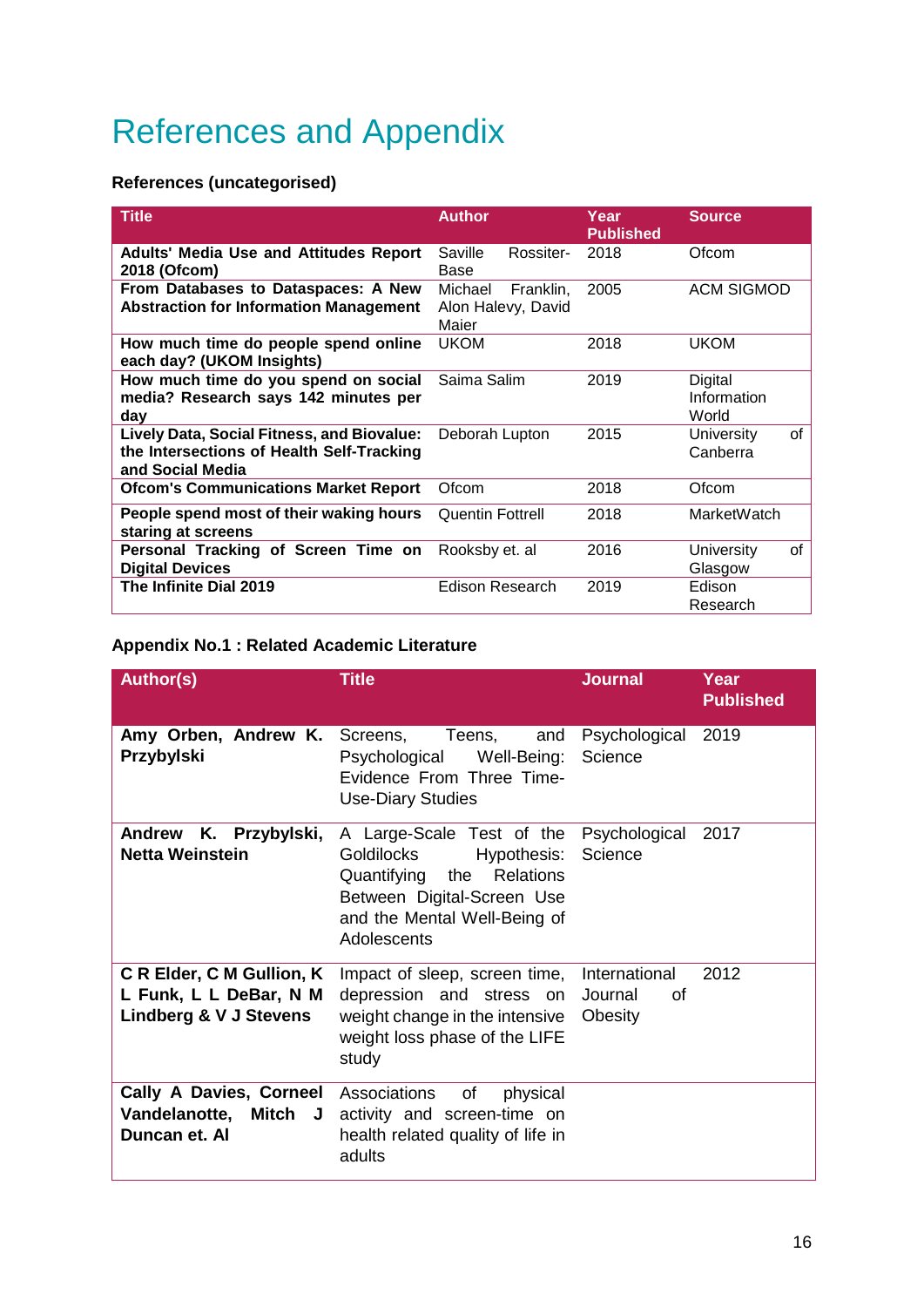# References and Appendix

**References (uncategorised)**

| Title | Author | Year Published | Source |
|---|---|---|---|
| **Adults' Media Use and Attitudes Report 2018 (Ofcom)** | Saville Rossiter-Base | 2018 | Ofcom |
| **From Databases to Dataspaces: A New Abstraction for Information Management** | Michael Franklin, Alon Halevy, David Maier | 2005 | ACM SIGMOD |
| **How much time do people spend online each day? (UKOM Insights)** | UKOM | 2018 | UKOM |
| **How much time do you spend on social media? Research says 142 minutes per day** | Saima Salim | 2019 | Digital Information World |
| **Lively Data, Social Fitness, and Biovalue: the Intersections of Health Self-Tracking and Social Media** | Deborah Lupton | 2015 | University of Canberra |
| **Ofcom's Communications Market Report** | Ofcom | 2018 | Ofcom |
| **People spend most of their waking hours staring at screens** | Quentin Fottrell | 2018 | MarketWatch |
| **Personal Tracking of Screen Time on Digital Devices** | Rooksby et. al | 2016 | University of Glasgow |
| **The Infinite Dial 2019** | Edison Research | 2019 | Edison Research |

**Appendix No.1 : Related Academic Literature**

| Author(s) | Title | Journal | Year Published |
|---|---|---|---|
| **Amy Orben, Andrew K. Przybylski** | Screens, Teens, and Psychological Well-Being: Evidence From Three Time-Use-Diary Studies | Psychological Science | 2019 |
| **Andrew K. Przybylski, Netta Weinstein** | A Large-Scale Test of the Goldilocks Hypothesis: Quantifying the Relations Between Digital-Screen Use and the Mental Well-Being of Adolescents | Psychological Science | 2017 |
| **C R Elder, C M Gullion, K L Funk, L L DeBar, N M Lindberg & V J Stevens** | Impact of sleep, screen time, depression and stress on weight change in the intensive weight loss phase of the LIFE study | International Journal of Obesity | 2012 |
| **Cally A Davies, Corneel Vandelanotte, Mitch J Duncan et. Al** | Associations of physical activity and screen-time on health related quality of life in adults | | |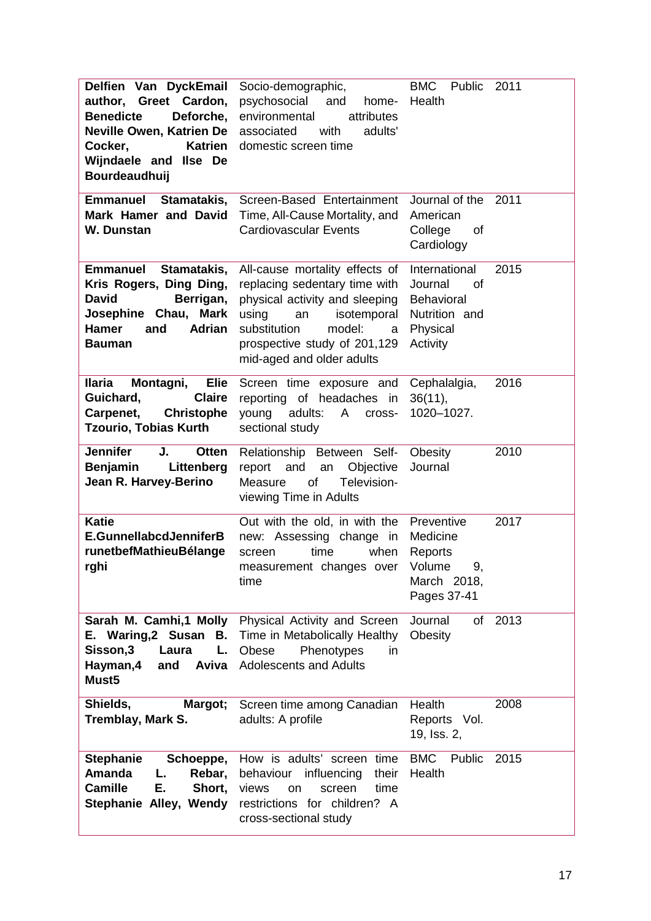| | | | |
|---|---|---|---|
| **Delfien Van DyckEmail author, Greet Cardon, Benedicte Deforche, Neville Owen, Katrien De Cocker, Katrien Wijndaele and Ilse De Bourdeaudhuij** | Socio-demographic, psychosocial and home-environmental attributes associated with adults' domestic screen time | BMC Public Health | 2011 |
| **Emmanuel Stamatakis, Mark Hamer and David W. Dunstan** | Screen-Based Entertainment Time, All-Cause Mortality, and Cardiovascular Events | Journal of the American College of Cardiology | 2011 |
| **Emmanuel Stamatakis, Kris Rogers, Ding Ding, David Berrigan, Josephine Chau, Mark Hamer and Adrian Bauman** | All-cause mortality effects of replacing sedentary time with physical activity and sleeping using an isotemporal substitution model: a prospective study of 201,129 mid-aged and older adults | International Journal of Behavioral Nutrition and Physical Activity | 2015 |
| **Ilaria Montagni, Elie Guichard, Claire Carpenet, Christophe Tzourio, Tobias Kurth** | Screen time exposure and reporting of headaches in young adults: A cross-sectional study | Cephalalgia, 36(11), 1020–1027. | 2016 |
| **Jennifer J. Otten Benjamin Littenberg Jean R. Harvey-Berino** | Relationship Between Self-report and an Objective Measure of Television-viewing Time in Adults | Obesity Journal | 2010 |
| **Katie E.GunnellabcdJenniferBrunetbefMathieuBélangerghi** | Out with the old, in with the new: Assessing change in screen time when measurement changes over time | Preventive Medicine Reports Volume 9, March 2018, Pages 37-41 | 2017 |
| **Sarah M. Camhi,1 Molly E. Waring,2 Susan B. Sisson,3 Laura L. Hayman,4 and Aviva Must5** | Physical Activity and Screen Time in Metabolically Healthy Obese Phenotypes in Adolescents and Adults | Journal of Obesity | 2013 |
| **Shields, Margot; Tremblay, Mark S.** | Screen time among Canadian adults: A profile | Health Reports Vol. 19, Iss. 2, | 2008 |
| **Stephanie Schoeppe, Amanda L. Rebar, Camille E. Short, Stephanie Alley, Wendy** | How is adults' screen time behaviour influencing their views on screen time restrictions for children? A cross-sectional study | BMC Public Health | 2015 |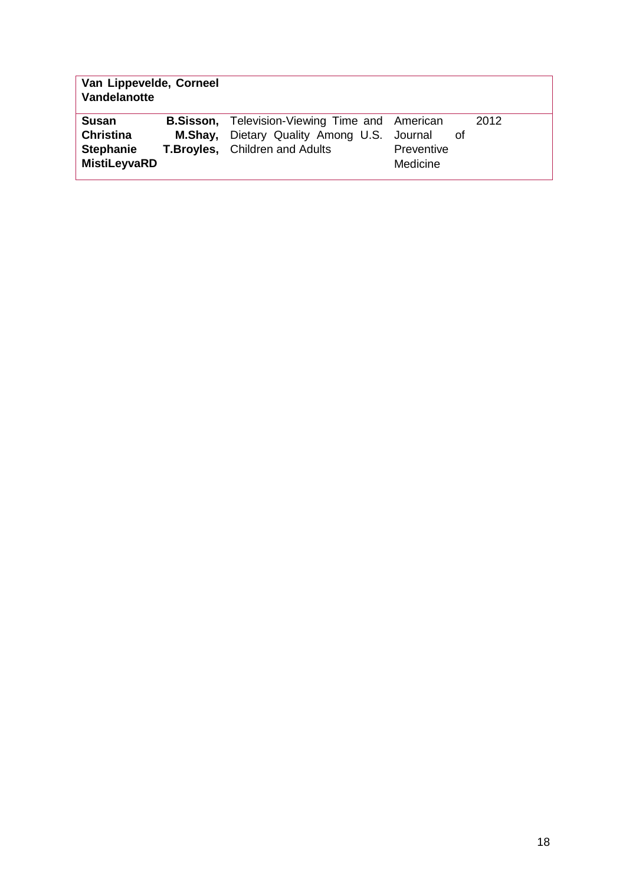| | | | |
|---|---|---|---|
| **Van Lippevelde, Corneel Vandelanotte** | | | |
| **Susan B.Sisson, Christina M.Shay, Stephanie T.Broyles, MistiLeyvaRD** | Television-Viewing Time and Dietary Quality Among U.S. Children and Adults | American Journal of Preventive Medicine | 2012 |